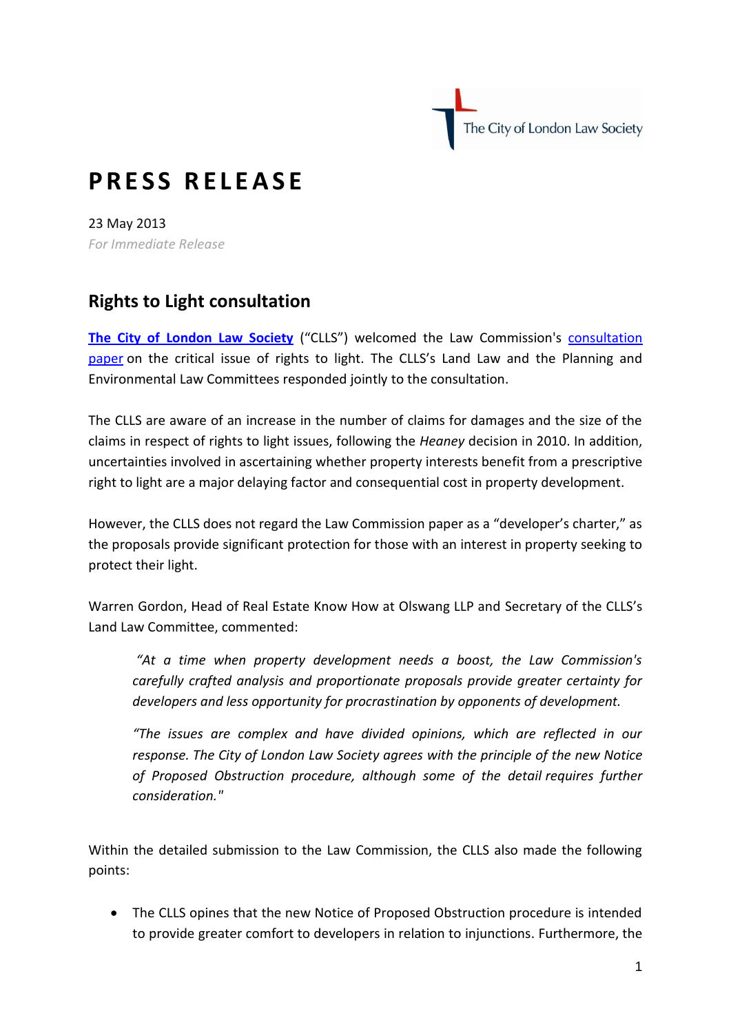The City of London Law Society

# PRESS RELEASE

23 May 2013

*For Immediate Release*

## Rights to Light consultation

**The City of London Law Society** ("CLLS") welcomed the Law Commission's consultation paper on the critical issue of rights to light. The CLLS's Land Law and the Planning and Environmental Law Committees responded jointly to the consultation.

The CLLS are aware of an increase in the number of claims for damages and the size of the claims in respect of rights to light issues, following the *Heaney* decision in 2010. In addition, uncertainties involved in ascertaining whether property interests benefit from a prescriptive right to light are a major delaying factor and consequential cost in property development.

However, the CLLS does not regard the Law Commission paper as a "developer's charter," as the proposals provide significant protection for those with an interest in property seeking to protect their light.

Warren Gordon, Head of Real Estate Know How at Olswang LLP and Secretary of the CLLS's Land Law Committee, commented:

> *"At a time when property development needs a boost, the Law Commission's carefully crafted analysis and proportionate proposals provide greater certainty for developers and less opportunity for procrastination by opponents of development.*
>
> *"The issues are complex and have divided opinions, which are reflected in our response. The City of London Law Society agrees with the principle of the new Notice of Proposed Obstruction procedure, although some of the detail requires further consideration."*

Within the detailed submission to the Law Commission, the CLLS also made the following points:

- The CLLS opines that the new Notice of Proposed Obstruction procedure is intended to provide greater comfort to developers in relation to injunctions. Furthermore, the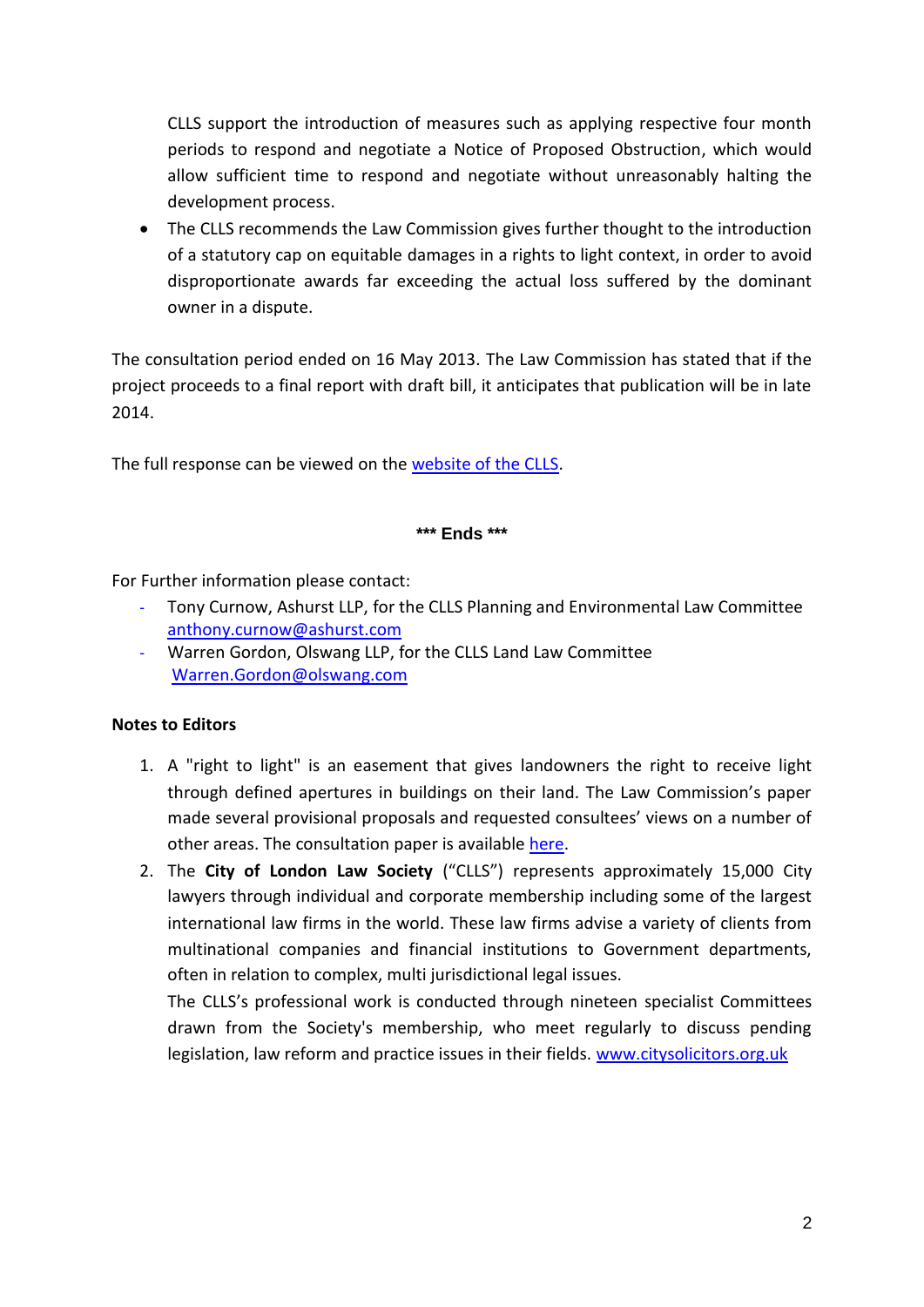CLLS support the introduction of measures such as applying respective four month periods to respond and negotiate a Notice of Proposed Obstruction, which would allow sufficient time to respond and negotiate without unreasonably halting the development process.

- The CLLS recommends the Law Commission gives further thought to the introduction of a statutory cap on equitable damages in a rights to light context, in order to avoid disproportionate awards far exceeding the actual loss suffered by the dominant owner in a dispute.

The consultation period ended on 16 May 2013. The Law Commission has stated that if the project proceeds to a final report with draft bill, it anticipates that publication will be in late 2014.

The full response can be viewed on the website of the CLLS.

**\*\*\* Ends \*\*\***

For Further information please contact:

- Tony Curnow, Ashurst LLP, for the CLLS Planning and Environmental Law Committee anthony.curnow@ashurst.com
- Warren Gordon, Olswang LLP, for the CLLS Land Law Committee Warren.Gordon@olswang.com

**Notes to Editors**

1. A "right to light" is an easement that gives landowners the right to receive light through defined apertures in buildings on their land. The Law Commission's paper made several provisional proposals and requested consultees' views on a number of other areas. The consultation paper is available here.
2. The **City of London Law Society** ("CLLS") represents approximately 15,000 City lawyers through individual and corporate membership including some of the largest international law firms in the world. These law firms advise a variety of clients from multinational companies and financial institutions to Government departments, often in relation to complex, multi jurisdictional legal issues.

   The CLLS's professional work is conducted through nineteen specialist Committees drawn from the Society's membership, who meet regularly to discuss pending legislation, law reform and practice issues in their fields. www.citysolicitors.org.uk